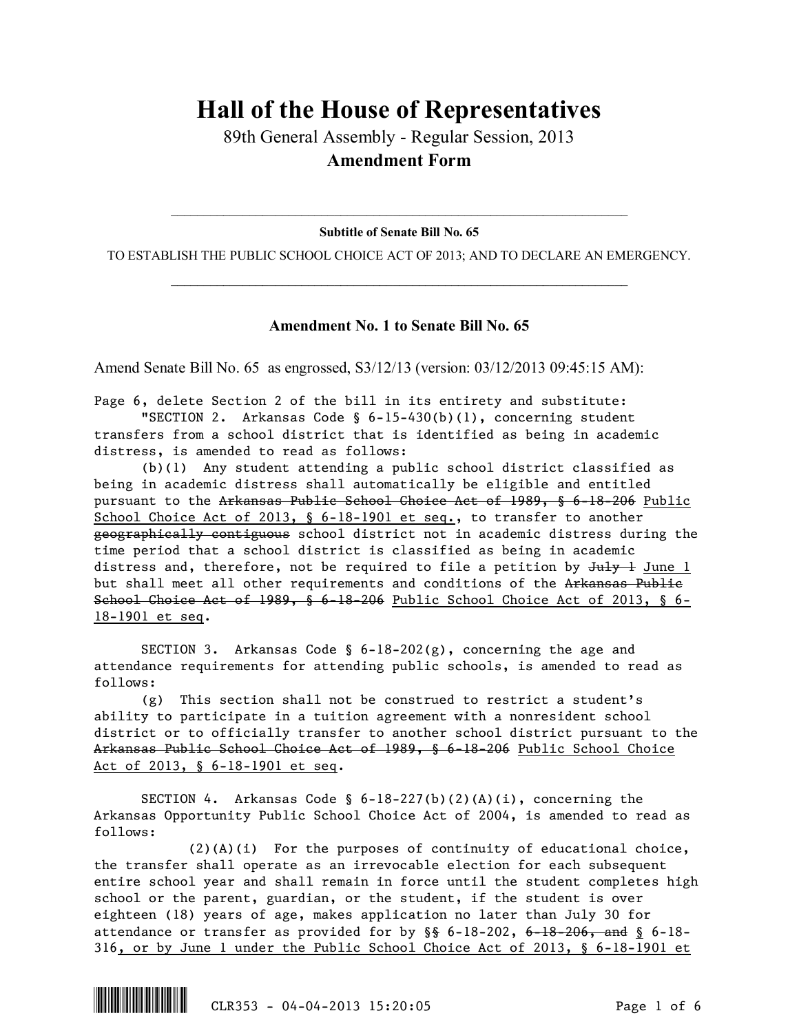# Hall of the House of Representatives

89th General Assembly - Regular Session, 2013

**Amendment Form**

---

**Subtitle of Senate Bill No. 65**

TO ESTABLISH THE PUBLIC SCHOOL CHOICE ACT OF 2013; AND TO DECLARE AN EMERGENCY.

---

**Amendment No. 1 to Senate Bill No. 65**

Amend Senate Bill No. 65 as engrossed, S3/12/13 (version: 03/12/2013 09:45:15 AM):

Page 6, delete Section 2 of the bill in its entirety and substitute:

"SECTION 2. Arkansas Code § 6-15-430(b)(1), concerning student transfers from a school district that is identified as being in academic distress, is amended to read as follows:

(b)(1) Any student attending a public school district classified as being in academic distress shall automatically be eligible and entitled pursuant to the ~~Arkansas Public School Choice Act of 1989, § 6-18-206~~ Public School Choice Act of 2013, § 6-18-1901 et seq., to transfer to another ~~geographically contiguous~~ school district not in academic distress during the time period that a school district is classified as being in academic distress and, therefore, not be required to file a petition by ~~July 1~~ June 1 but shall meet all other requirements and conditions of the ~~Arkansas Public School Choice Act of 1989, § 6-18-206~~ Public School Choice Act of 2013, § 6-18-1901 et seq.

SECTION 3. Arkansas Code § 6-18-202(g), concerning the age and attendance requirements for attending public schools, is amended to read as follows:

(g) This section shall not be construed to restrict a student's ability to participate in a tuition agreement with a nonresident school district or to officially transfer to another school district pursuant to the ~~Arkansas Public School Choice Act of 1989, § 6-18-206~~ Public School Choice Act of 2013, § 6-18-1901 et seq.

SECTION 4. Arkansas Code § 6-18-227(b)(2)(A)(i), concerning the Arkansas Opportunity Public School Choice Act of 2004, is amended to read as follows:

(2)(A)(i) For the purposes of continuity of educational choice, the transfer shall operate as an irrevocable election for each subsequent entire school year and shall remain in force until the student completes high school or the parent, guardian, or the student, if the student is over eighteen (18) years of age, makes application no later than July 30 for attendance or transfer as provided for by §~~§~~ 6-18-202, ~~6-18-206, and~~ § 6-18-316, or by June 1 under the Public School Choice Act of 2013, § 6-18-1901 et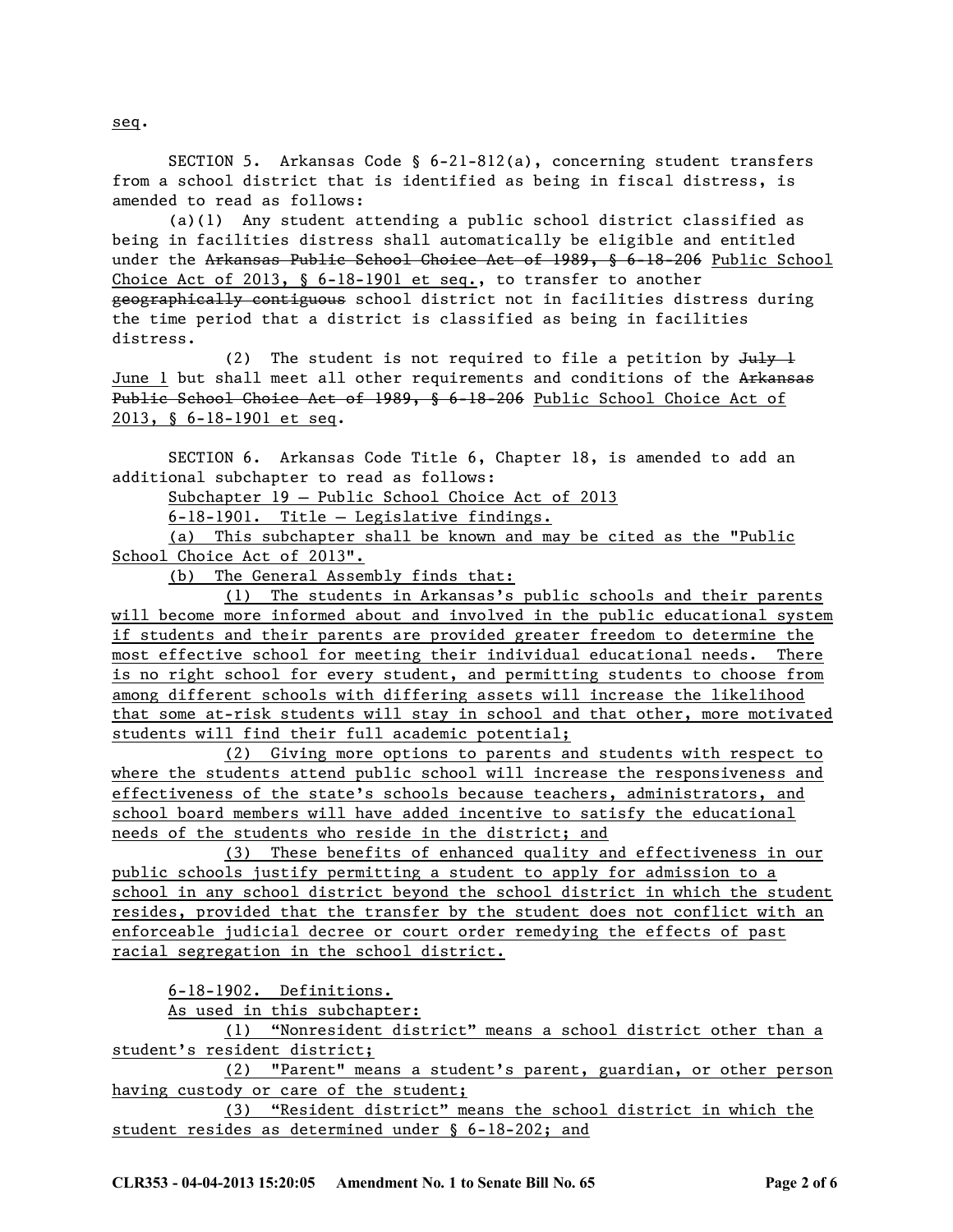seq.

SECTION 5. Arkansas Code § 6-21-812(a), concerning student transfers from a school district that is identified as being in fiscal distress, is amended to read as follows:

(a)(1) Any student attending a public school district classified as being in facilities distress shall automatically be eligible and entitled under the ~~Arkansas Public School Choice Act of 1989, § 6-18-206~~ Public School Choice Act of 2013, § 6-18-1901 et seq., to transfer to another ~~geographically contiguous~~ school district not in facilities distress during the time period that a district is classified as being in facilities distress.

(2) The student is not required to file a petition by ~~July 1~~ June 1 but shall meet all other requirements and conditions of the ~~Arkansas Public School Choice Act of 1989, § 6-18-206~~ Public School Choice Act of 2013, § 6-18-1901 et seq.

SECTION 6. Arkansas Code Title 6, Chapter 18, is amended to add an additional subchapter to read as follows:

Subchapter 19 — Public School Choice Act of 2013

6-18-1901. Title — Legislative findings.

(a) This subchapter shall be known and may be cited as the "Public School Choice Act of 2013".

(b) The General Assembly finds that:

(1) The students in Arkansas's public schools and their parents will become more informed about and involved in the public educational system if students and their parents are provided greater freedom to determine the most effective school for meeting their individual educational needs. There is no right school for every student, and permitting students to choose from among different schools with differing assets will increase the likelihood that some at-risk students will stay in school and that other, more motivated students will find their full academic potential;

(2) Giving more options to parents and students with respect to where the students attend public school will increase the responsiveness and effectiveness of the state's schools because teachers, administrators, and school board members will have added incentive to satisfy the educational needs of the students who reside in the district; and

(3) These benefits of enhanced quality and effectiveness in our public schools justify permitting a student to apply for admission to a school in any school district beyond the school district in which the student resides, provided that the transfer by the student does not conflict with an enforceable judicial decree or court order remedying the effects of past racial segregation in the school district.

6-18-1902. Definitions.

As used in this subchapter:

(1) "Nonresident district" means a school district other than a student's resident district;

(2) "Parent" means a student's parent, guardian, or other person having custody or care of the student;

(3) "Resident district" means the school district in which the student resides as determined under § 6-18-202; and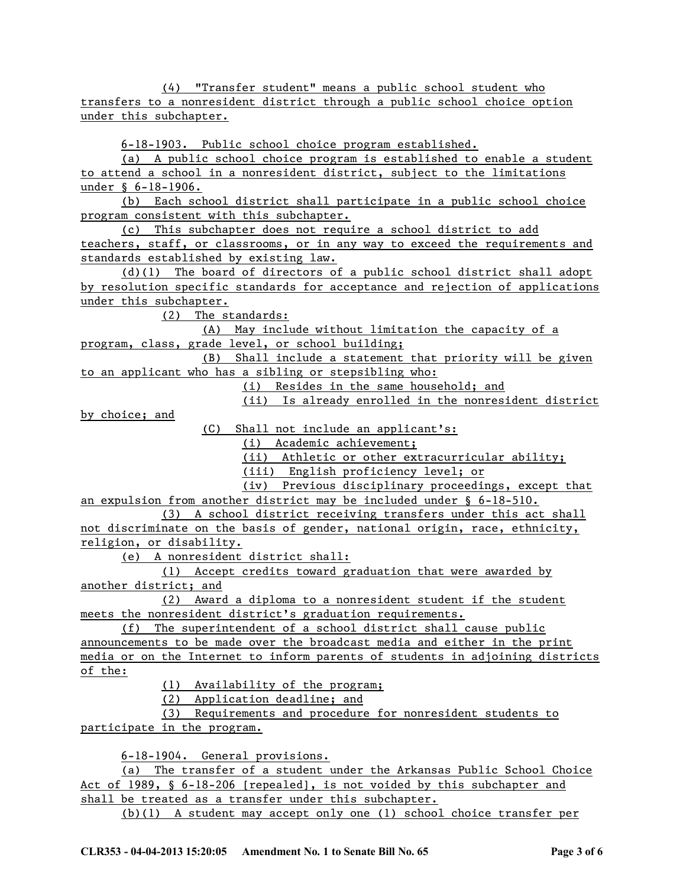(4) "Transfer student" means a public school student who transfers to a nonresident district through a public school choice option under this subchapter.

6-18-1903. Public school choice program established.

(a) A public school choice program is established to enable a student to attend a school in a nonresident district, subject to the limitations under § 6-18-1906.

(b) Each school district shall participate in a public school choice program consistent with this subchapter.

(c) This subchapter does not require a school district to add teachers, staff, or classrooms, or in any way to exceed the requirements and standards established by existing law.

(d)(1) The board of directors of a public school district shall adopt by resolution specific standards for acceptance and rejection of applications under this subchapter.

(2) The standards:

(A) May include without limitation the capacity of a program, class, grade level, or school building;

(B) Shall include a statement that priority will be given to an applicant who has a sibling or stepsibling who:

(i) Resides in the same household; and

(ii) Is already enrolled in the nonresident district by choice; and

(C) Shall not include an applicant's:

(i) Academic achievement;

(ii) Athletic or other extracurricular ability;

(iii) English proficiency level; or

(iv) Previous disciplinary proceedings, except that an expulsion from another district may be included under § 6-18-510.

(3) A school district receiving transfers under this act shall not discriminate on the basis of gender, national origin, race, ethnicity, religion, or disability.

(e) A nonresident district shall:

(1) Accept credits toward graduation that were awarded by another district; and

(2) Award a diploma to a nonresident student if the student meets the nonresident district's graduation requirements.

(f) The superintendent of a school district shall cause public announcements to be made over the broadcast media and either in the print media or on the Internet to inform parents of students in adjoining districts of the:

(1) Availability of the program;

(2) Application deadline; and

(3) Requirements and procedure for nonresident students to participate in the program.

6-18-1904. General provisions.

(a) The transfer of a student under the Arkansas Public School Choice Act of 1989, § 6-18-206 [repealed], is not voided by this subchapter and shall be treated as a transfer under this subchapter.

(b)(1) A student may accept only one (1) school choice transfer per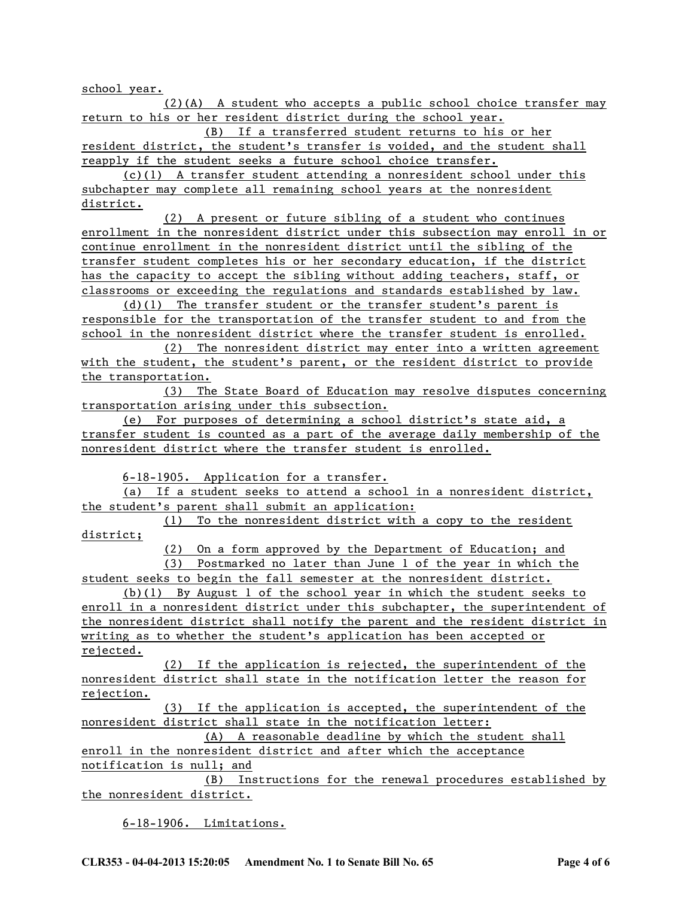school year.

(2)(A) A student who accepts a public school choice transfer may return to his or her resident district during the school year.

(B) If a transferred student returns to his or her resident district, the student's transfer is voided, and the student shall reapply if the student seeks a future school choice transfer.

(c)(1) A transfer student attending a nonresident school under this subchapter may complete all remaining school years at the nonresident district.

(2) A present or future sibling of a student who continues enrollment in the nonresident district under this subsection may enroll in or continue enrollment in the nonresident district until the sibling of the transfer student completes his or her secondary education, if the district has the capacity to accept the sibling without adding teachers, staff, or classrooms or exceeding the regulations and standards established by law.

(d)(1) The transfer student or the transfer student's parent is responsible for the transportation of the transfer student to and from the school in the nonresident district where the transfer student is enrolled.

(2) The nonresident district may enter into a written agreement with the student, the student's parent, or the resident district to provide the transportation.

(3) The State Board of Education may resolve disputes concerning transportation arising under this subsection.

(e) For purposes of determining a school district's state aid, a transfer student is counted as a part of the average daily membership of the nonresident district where the transfer student is enrolled.

6-18-1905. Application for a transfer.

(a) If a student seeks to attend a school in a nonresident district, the student's parent shall submit an application:

(1) To the nonresident district with a copy to the resident district;

(2) On a form approved by the Department of Education; and

(3) Postmarked no later than June 1 of the year in which the student seeks to begin the fall semester at the nonresident district.

(b)(1) By August 1 of the school year in which the student seeks to enroll in a nonresident district under this subchapter, the superintendent of the nonresident district shall notify the parent and the resident district in writing as to whether the student's application has been accepted or rejected.

(2) If the application is rejected, the superintendent of the nonresident district shall state in the notification letter the reason for rejection.

(3) If the application is accepted, the superintendent of the nonresident district shall state in the notification letter:

(A) A reasonable deadline by which the student shall enroll in the nonresident district and after which the acceptance notification is null; and

(B) Instructions for the renewal procedures established by the nonresident district.

6-18-1906. Limitations.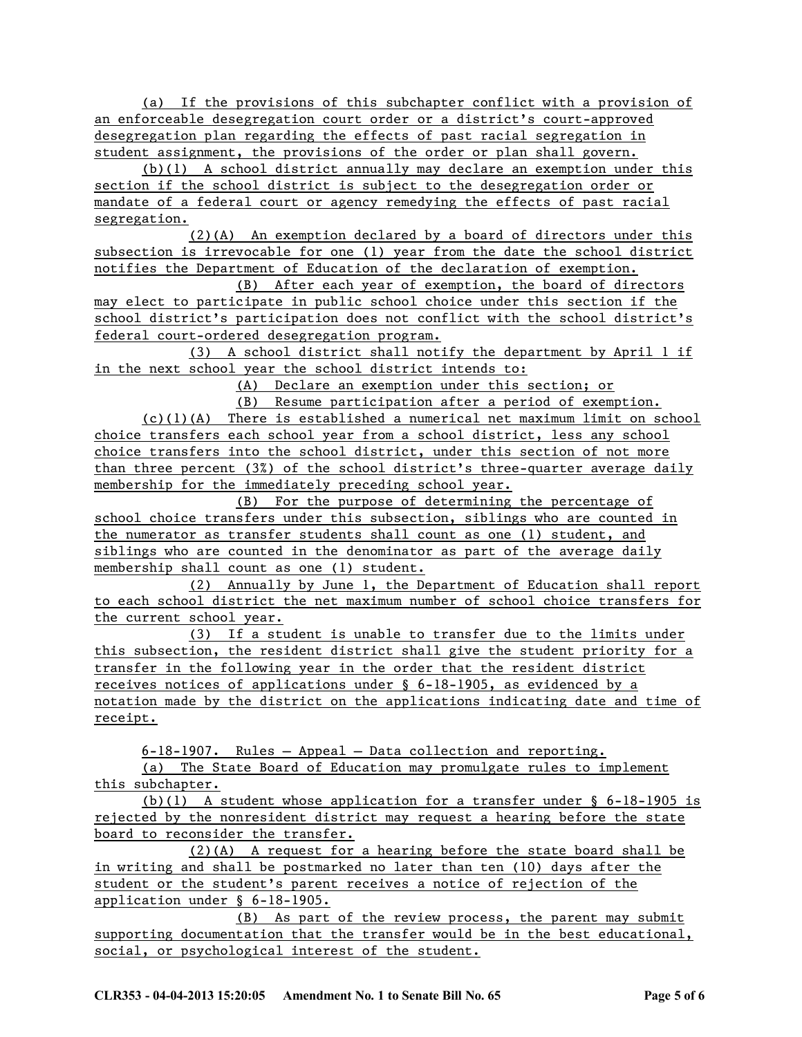(a) If the provisions of this subchapter conflict with a provision of an enforceable desegregation court order or a district's court-approved desegregation plan regarding the effects of past racial segregation in student assignment, the provisions of the order or plan shall govern.

(b)(1) A school district annually may declare an exemption under this section if the school district is subject to the desegregation order or mandate of a federal court or agency remedying the effects of past racial segregation.

(2)(A) An exemption declared by a board of directors under this subsection is irrevocable for one (1) year from the date the school district notifies the Department of Education of the declaration of exemption.

(B) After each year of exemption, the board of directors may elect to participate in public school choice under this section if the school district's participation does not conflict with the school district's federal court-ordered desegregation program.

(3) A school district shall notify the department by April 1 if in the next school year the school district intends to:

(A) Declare an exemption under this section; or

(B) Resume participation after a period of exemption.

(c)(1)(A) There is established a numerical net maximum limit on school choice transfers each school year from a school district, less any school choice transfers into the school district, under this section of not more than three percent (3%) of the school district's three-quarter average daily membership for the immediately preceding school year.

(B) For the purpose of determining the percentage of school choice transfers under this subsection, siblings who are counted in the numerator as transfer students shall count as one (1) student, and siblings who are counted in the denominator as part of the average daily membership shall count as one (1) student.

(2) Annually by June 1, the Department of Education shall report to each school district the net maximum number of school choice transfers for the current school year.

(3) If a student is unable to transfer due to the limits under this subsection, the resident district shall give the student priority for a transfer in the following year in the order that the resident district receives notices of applications under § 6-18-1905, as evidenced by a notation made by the district on the applications indicating date and time of receipt.

6-18-1907. Rules — Appeal — Data collection and reporting.

(a) The State Board of Education may promulgate rules to implement this subchapter.

(b)(1) A student whose application for a transfer under § 6-18-1905 is rejected by the nonresident district may request a hearing before the state board to reconsider the transfer.

(2)(A) A request for a hearing before the state board shall be in writing and shall be postmarked no later than ten (10) days after the student or the student's parent receives a notice of rejection of the application under § 6-18-1905.

(B) As part of the review process, the parent may submit supporting documentation that the transfer would be in the best educational, social, or psychological interest of the student.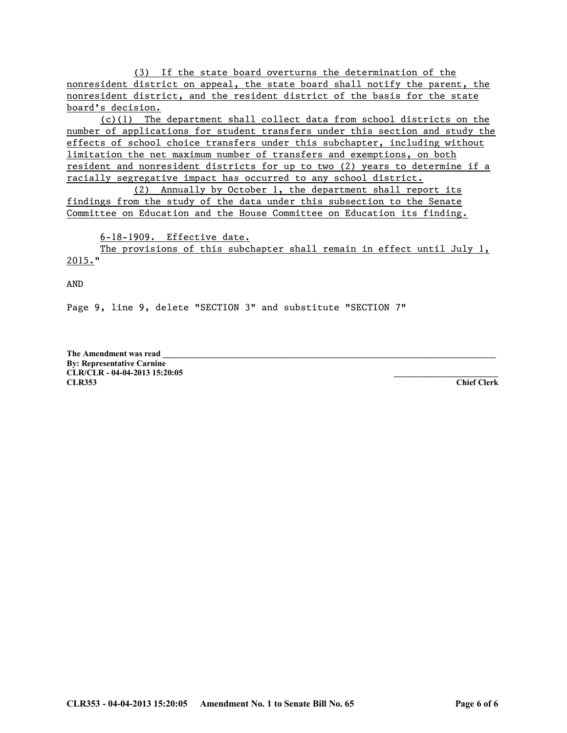(3) If the state board overturns the determination of the nonresident district on appeal, the state board shall notify the parent, the nonresident district, and the resident district of the basis for the state board's decision.

(c)(1) The department shall collect data from school districts on the number of applications for student transfers under this section and study the effects of school choice transfers under this subchapter, including without limitation the net maximum number of transfers and exemptions, on both resident and nonresident districts for up to two (2) years to determine if a racially segregative impact has occurred to any school district.

(2) Annually by October 1, the department shall report its findings from the study of the data under this subsection to the Senate Committee on Education and the House Committee on Education its finding.

6-18-1909. Effective date.

The provisions of this subchapter shall remain in effect until July 1, 2015."

AND

Page 9, line 9, delete "SECTION 3" and substitute "SECTION 7"

**The Amendment was read** ______________________________________________

**By: Representative Carnine**

**CLR/CLR - 04-04-2013 15:20:05**

**CLR353**

______________________

**Chief Clerk**